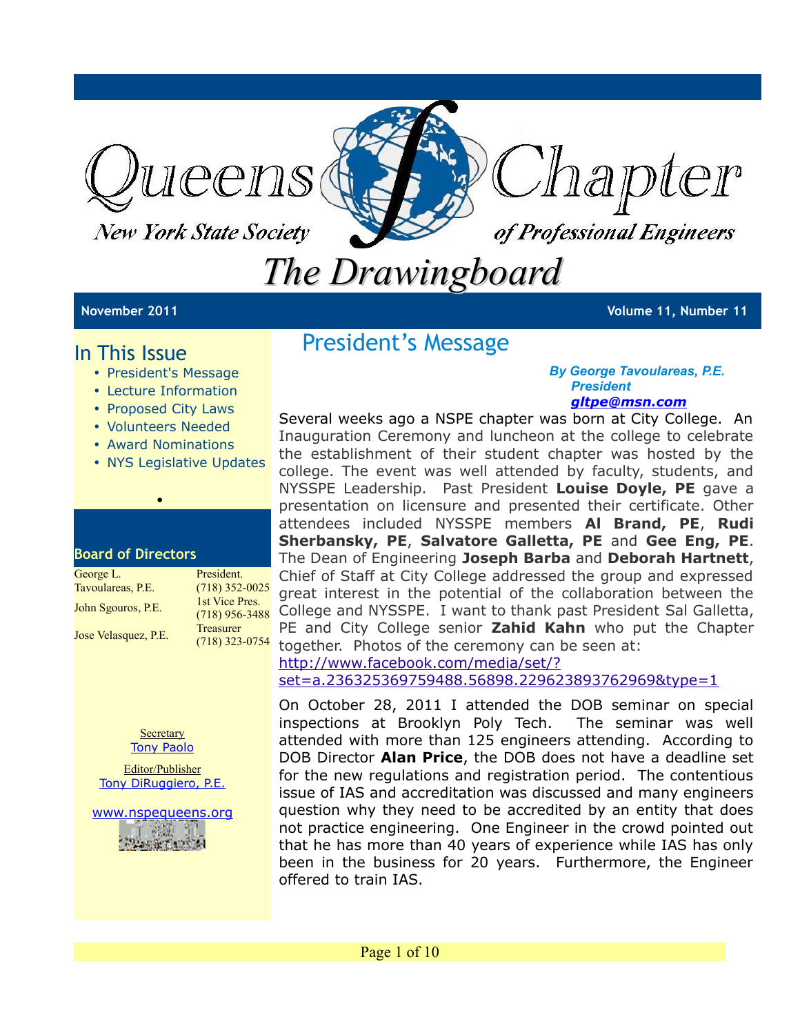# Queens Chapter

New York State Society of Professional Engineers

# The Drawingboard

November 2011 — Volume 11, Number 11

## In This Issue

- President's Message
- Lecture Information
- Proposed City Laws
- Volunteers Needed
- Award Nominations
- NYS Legislative Updates

### Board of Directors

| | |
|---|---|
| George L. Tavoulareas, P.E. | President. (718) 352-0025 |
| John Sgouros, P.E. | 1st Vice Pres. (718) 956-3488 |
| Jose Velasquez, P.E. | Treasurer (718) 323-0754 |

Secretary
Tony Paolo

Editor/Publisher
Tony DiRuggiero, P.E.

www.nspequeens.org

## President's Message

***By George Tavoulareas, P.E.***
***President***
***gltpe@msn.com***

Several weeks ago a NSPE chapter was born at City College. An Inauguration Ceremony and luncheon at the college to celebrate the establishment of their student chapter was hosted by the college. The event was well attended by faculty, students, and NYSSPE Leadership. Past President **Louise Doyle, PE** gave a presentation on licensure and presented their certificate. Other attendees included NYSSPE members **Al Brand, PE**, **Rudi Sherbansky, PE**, **Salvatore Galletta, PE** and **Gee Eng, PE**. The Dean of Engineering **Joseph Barba** and **Deborah Hartnett**, Chief of Staff at City College addressed the group and expressed great interest in the potential of the collaboration between the College and NYSSPE. I want to thank past President Sal Galletta, PE and City College senior **Zahid Kahn** who put the Chapter together. Photos of the ceremony can be seen at: http://www.facebook.com/media/set/?set=a.236325369759488.56898.229623893762969&type=1

On October 28, 2011 I attended the DOB seminar on special inspections at Brooklyn Poly Tech. The seminar was well attended with more than 125 engineers attending. According to DOB Director **Alan Price**, the DOB does not have a deadline set for the new regulations and registration period. The contentious issue of IAS and accreditation was discussed and many engineers question why they need to be accredited by an entity that does not practice engineering. One Engineer in the crowd pointed out that he has more than 40 years of experience while IAS has only been in the business for 20 years. Furthermore, the Engineer offered to train IAS.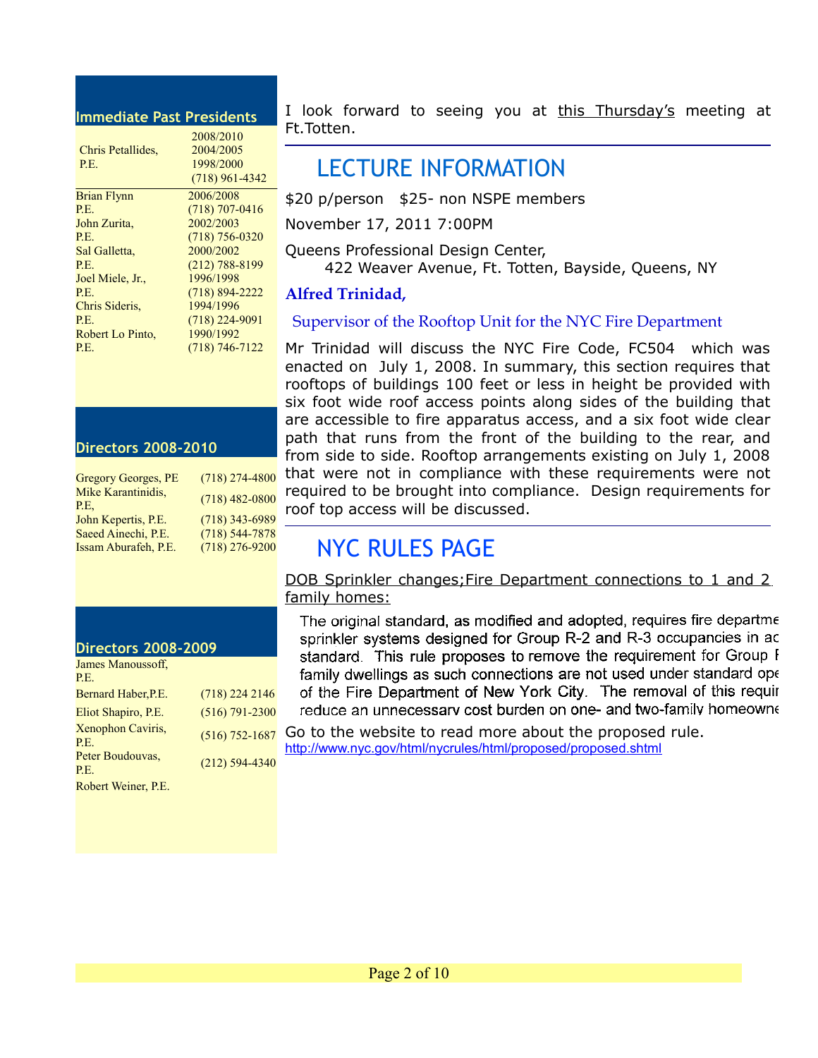## Immediate Past Presidents

| Name | Term / Phone |
|---|---|
| Chris Petallides, P.E. | 2008/2010, 2004/2005, 1998/2000, (718) 961-4342 |
| Brian Flynn P.E. | 2006/2008, (718) 707-0416 |
| John Zurita, P.E. | 2002/2003, (718) 756-0320 |
| Sal Galletta, P.E. | 2000/2002, (212) 788-8199 |
| Joel Miele, Jr., P.E. | 1996/1998, (718) 894-2222 |
| Chris Sideris, P.E. | 1994/1996, (718) 224-9091 |
| Robert Lo Pinto, P.E. | 1990/1992, (718) 746-7122 |

## Directors 2008-2010

| Name | Phone |
|---|---|
| Gregory Georges, PE | (718) 274-4800 |
| Mike Karantinidis, P.E, | (718) 482-0800 |
| John Kepertis, P.E. | (718) 343-6989 |
| Saeed Ainechi, P.E. | (718) 544-7878 |
| Issam Aburafeh, P.E. | (718) 276-9200 |

## Directors 2008-2009

| Name | Phone |
|---|---|
| James Manoussoff, P.E. | |
| Bernard Haber,P.E. | (718) 224 2146 |
| Eliot Shapiro, P.E. | (516) 791-2300 |
| Xenophon Caviris, P.E. | (516) 752-1687 |
| Peter Boudouvas, P.E. | (212) 594-4340 |
| Robert Weiner, P.E. | |

I look forward to seeing you at this Thursday's meeting at Ft.Totten.

## LECTURE INFORMATION

$20 p/person   $25- non NSPE members

November 17, 2011 7:00PM

Queens Professional Design Center,
422 Weaver Avenue, Ft. Totten, Bayside, Queens, NY

**Alfred Trinidad,**

Supervisor of the Rooftop Unit for the NYC Fire Department

Mr Trinidad will discuss the NYC Fire Code, FC504 which was enacted on July 1, 2008. In summary, this section requires that rooftops of buildings 100 feet or less in height be provided with six foot wide roof access points along sides of the building that are accessible to fire apparatus access, and a six foot wide clear path that runs from the front of the building to the rear, and from side to side. Rooftop arrangements existing on July 1, 2008 that were not in compliance with these requirements were not required to be brought into compliance. Design requirements for roof top access will be discussed.

## NYC RULES PAGE

DOB Sprinkler changes;Fire Department connections to 1 and 2 family homes:

The original standard, as modified and adopted, requires fire departme sprinkler systems designed for Group R-2 and R-3 occupancies in ac standard. This rule proposes to remove the requirement for Group F family dwellings as such connections are not used under standard ope of the Fire Department of New York City. The removal of this requir reduce an unnecessary cost burden on one- and two-family homeowne

Go to the website to read more about the proposed rule.
http://www.nyc.gov/html/nycrules/html/proposed/proposed.shtml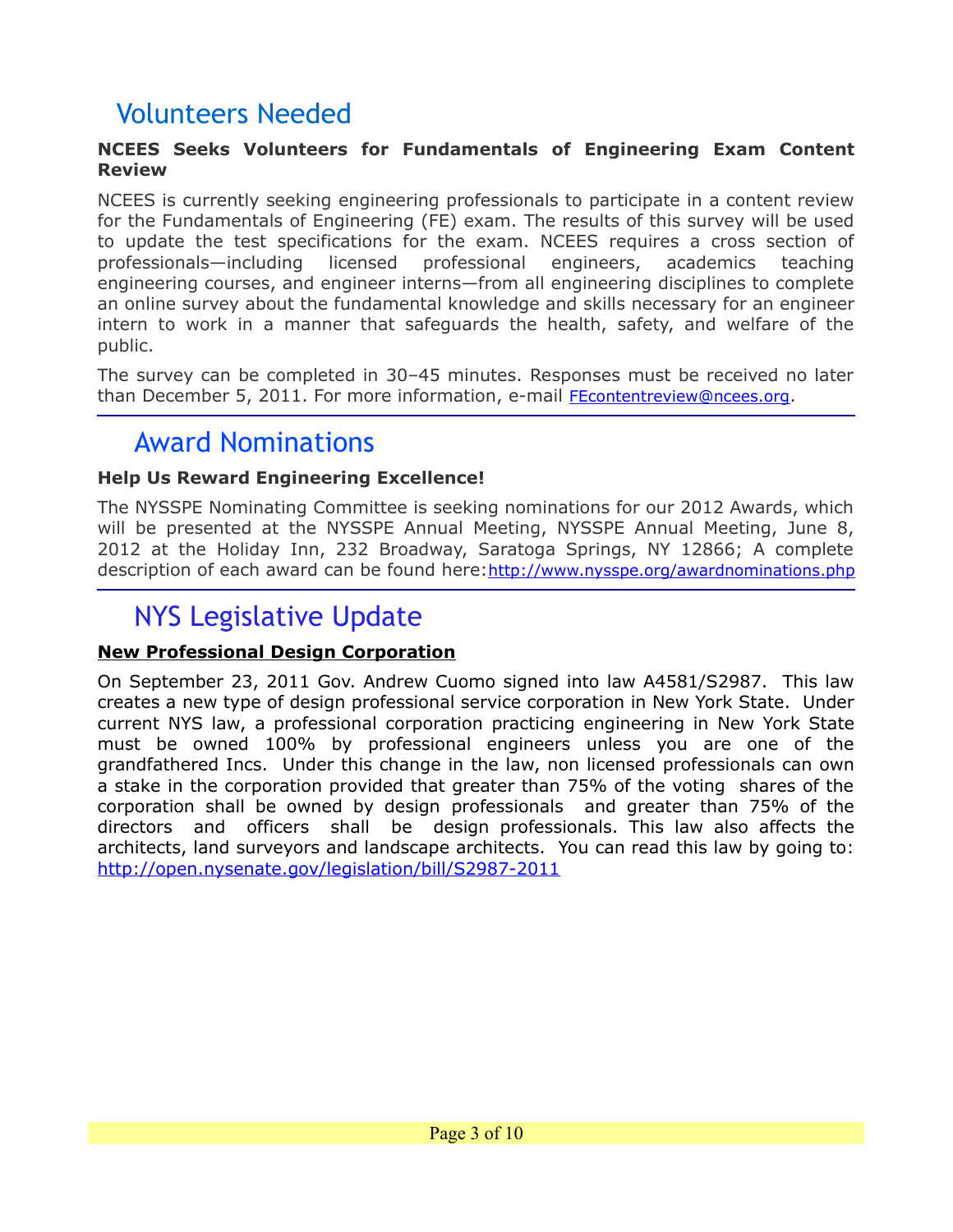## Volunteers Needed

**NCEES Seeks Volunteers for Fundamentals of Engineering Exam Content Review**

NCEES is currently seeking engineering professionals to participate in a content review for the Fundamentals of Engineering (FE) exam. The results of this survey will be used to update the test specifications for the exam. NCEES requires a cross section of professionals—including licensed professional engineers, academics teaching engineering courses, and engineer interns—from all engineering disciplines to complete an online survey about the fundamental knowledge and skills necessary for an engineer intern to work in a manner that safeguards the health, safety, and welfare of the public.

The survey can be completed in 30–45 minutes. Responses must be received no later than December 5, 2011. For more information, e-mail FEcontentreview@ncees.org.

## Award Nominations

**Help Us Reward Engineering Excellence!**

The NYSSPE Nominating Committee is seeking nominations for our 2012 Awards, which will be presented at the NYSSPE Annual Meeting, NYSSPE Annual Meeting, June 8, 2012 at the Holiday Inn, 232 Broadway, Saratoga Springs, NY 12866; A complete description of each award can be found here: http://www.nysspe.org/awardnominations.php

## NYS Legislative Update

**New Professional Design Corporation**

On September 23, 2011 Gov. Andrew Cuomo signed into law A4581/S2987. This law creates a new type of design professional service corporation in New York State. Under current NYS law, a professional corporation practicing engineering in New York State must be owned 100% by professional engineers unless you are one of the grandfathered Incs. Under this change in the law, non licensed professionals can own a stake in the corporation provided that greater than 75% of the voting shares of the corporation shall be owned by design professionals and greater than 75% of the directors and officers shall be design professionals. This law also affects the architects, land surveyors and landscape architects. You can read this law by going to: http://open.nysenate.gov/legislation/bill/S2987-2011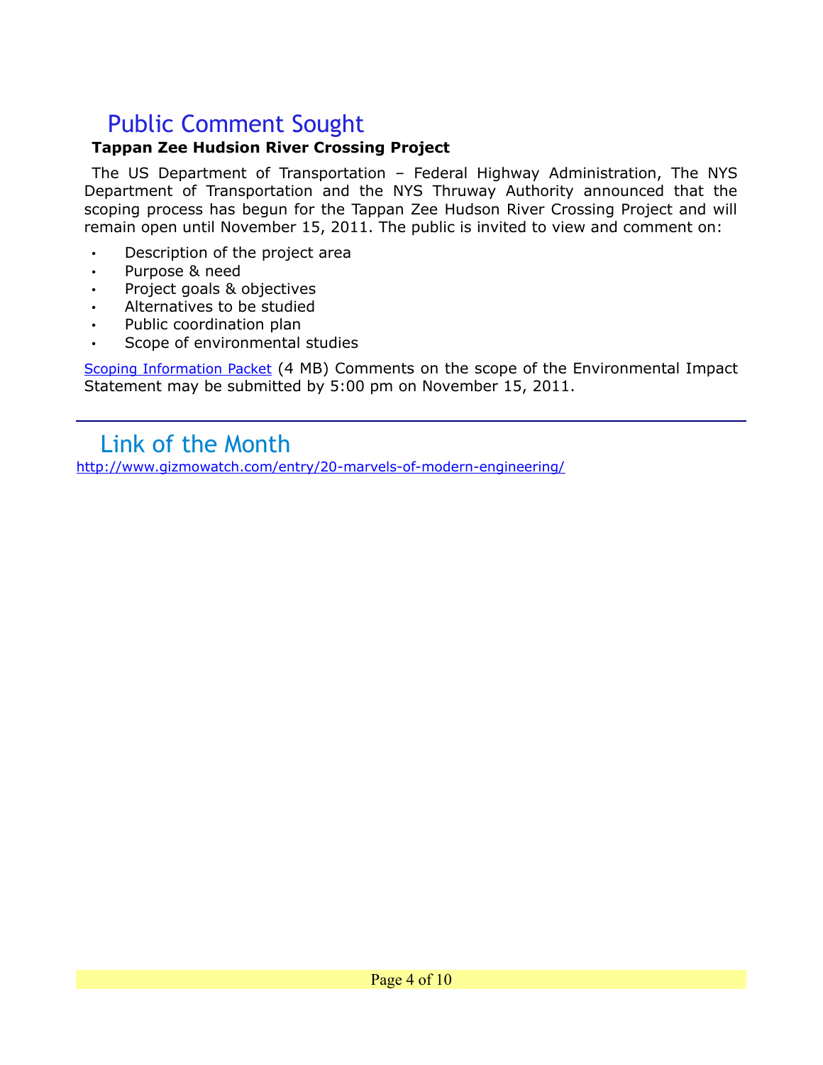# Public Comment Sought

**Tappan Zee Hudsion River Crossing Project**

The US Department of Transportation – Federal Highway Administration, The NYS Department of Transportation and the NYS Thruway Authority announced that the scoping process has begun for the Tappan Zee Hudson River Crossing Project and will remain open until November 15, 2011. The public is invited to view and comment on:

- Description of the project area
- Purpose & need
- Project goals & objectives
- Alternatives to be studied
- Public coordination plan
- Scope of environmental studies

Scoping Information Packet (4 MB) Comments on the scope of the Environmental Impact Statement may be submitted by 5:00 pm on November 15, 2011.

---

# Link of the Month

http://www.gizmowatch.com/entry/20-marvels-of-modern-engineering/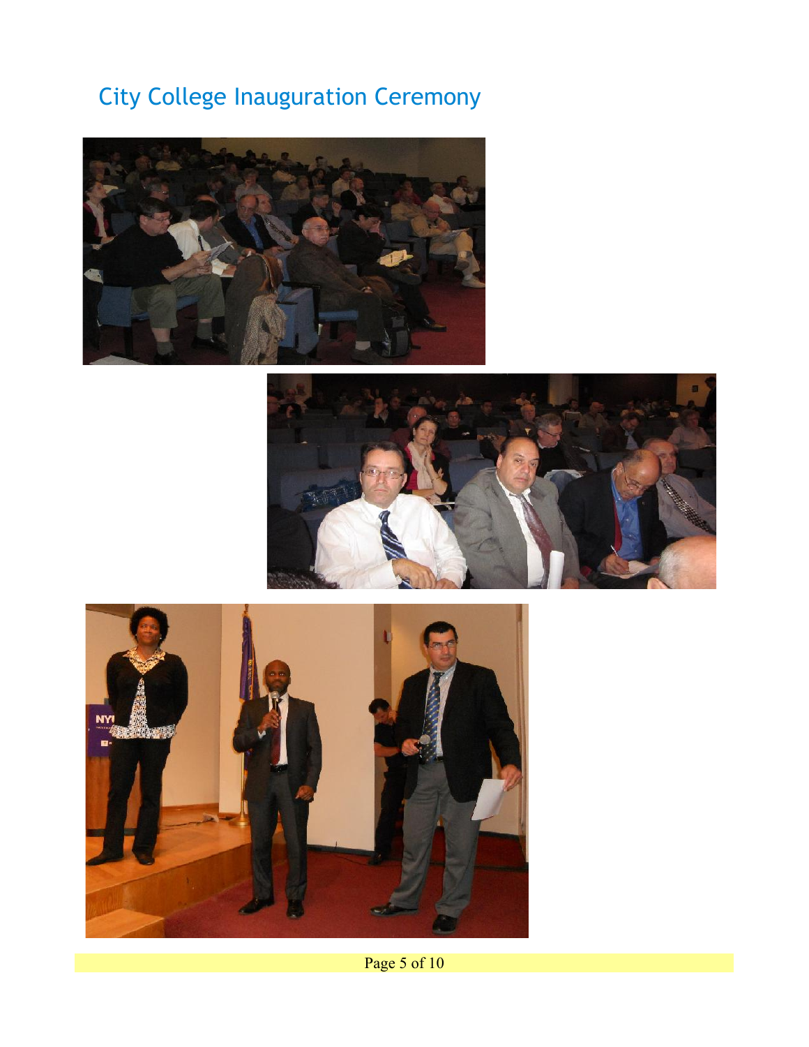# City College Inauguration Ceremony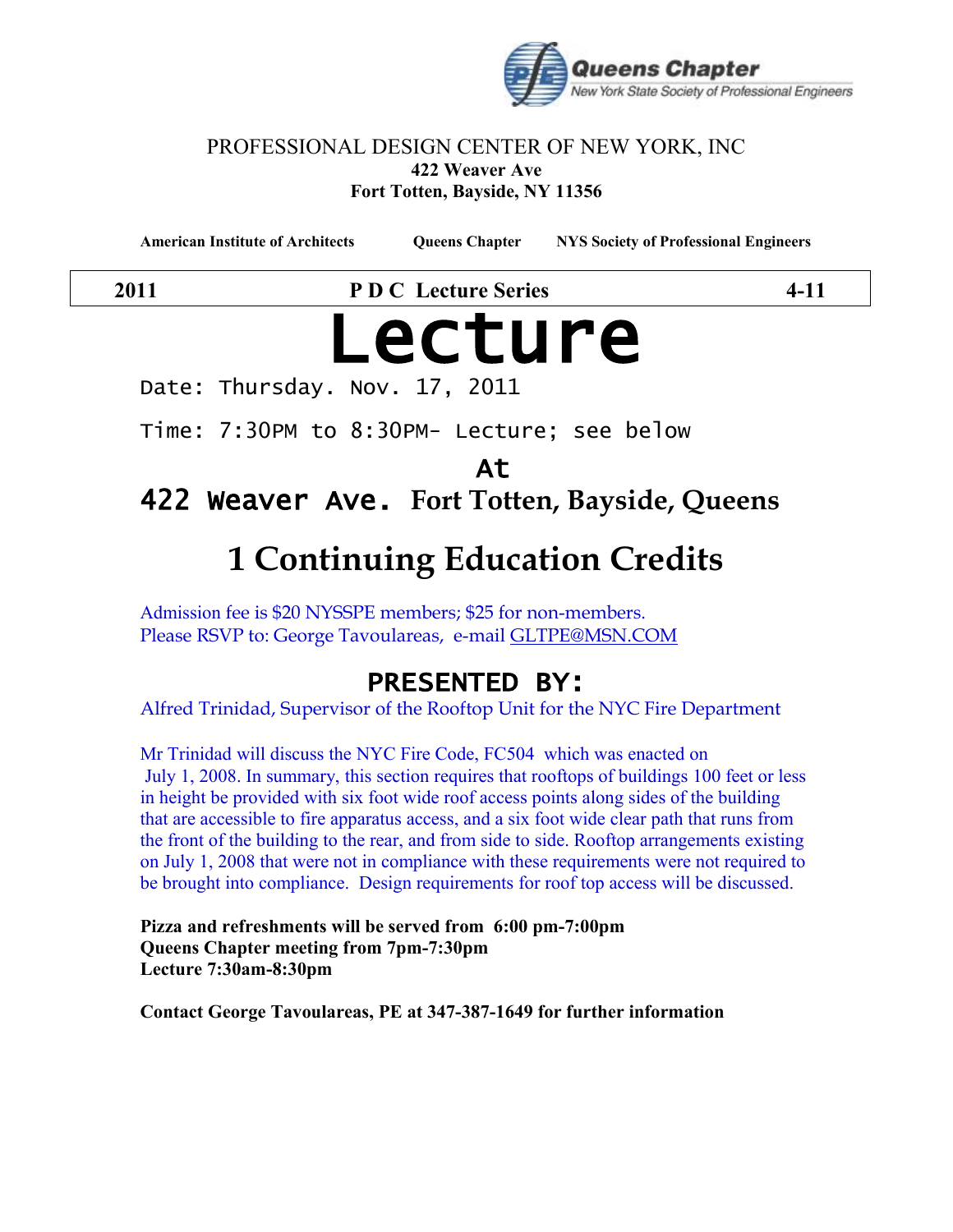Queens Chapter
New York State Society of Professional Engineers

PROFESSIONAL DESIGN CENTER OF NEW YORK, INC
**422 Weaver Ave**
**Fort Totten, Bayside, NY 11356**

**American Institute of Architects** **Queens Chapter** **NYS Society of Professional Engineers**

| **2011** | **P D C Lecture Series** | **4-11** |
|---|---|---|

# Lecture

Date: Thursday. Nov. 17, 2011

Time: 7:30PM to 8:30PM- Lecture; see below

At

## 422 Weaver Ave. Fort Totten, Bayside, Queens

## 1 Continuing Education Credits

Admission fee is $20 NYSSPE members; $25 for non-members.
Please RSVP to: George Tavoulareas, e-mail GLTPE@MSN.COM

## PRESENTED BY:

Alfred Trinidad, Supervisor of the Rooftop Unit for the NYC Fire Department

Mr Trinidad will discuss the NYC Fire Code, FC504 which was enacted on July 1, 2008. In summary, this section requires that rooftops of buildings 100 feet or less in height be provided with six foot wide roof access points along sides of the building that are accessible to fire apparatus access, and a six foot wide clear path that runs from the front of the building to the rear, and from side to side. Rooftop arrangements existing on July 1, 2008 that were not in compliance with these requirements were not required to be brought into compliance. Design requirements for roof top access will be discussed.

**Pizza and refreshments will be served from 6:00 pm-7:00pm**
**Queens Chapter meeting from 7pm-7:30pm**
**Lecture 7:30am-8:30pm**

**Contact George Tavoulareas, PE at 347-387-1649 for further information**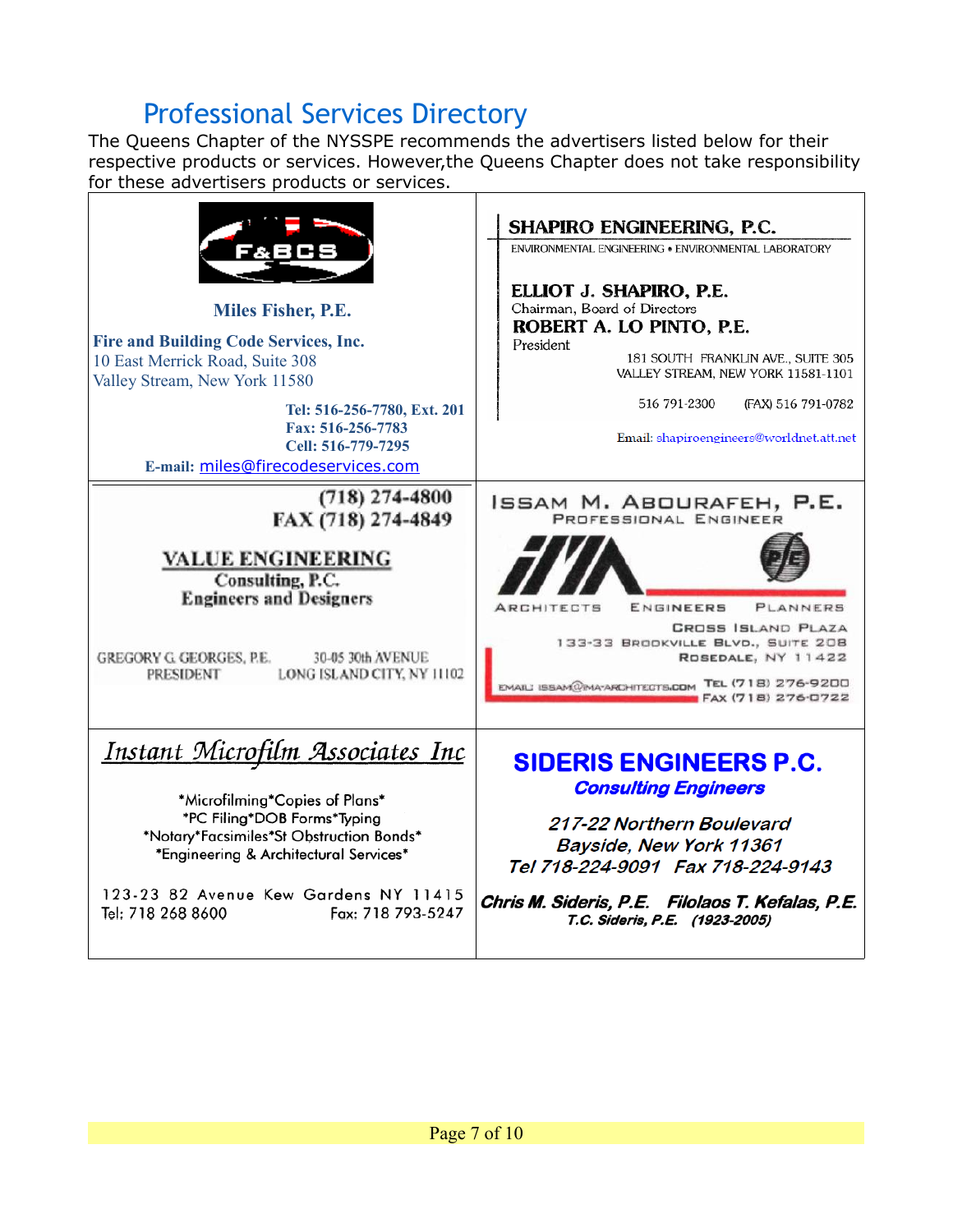# Professional Services Directory

The Queens Chapter of the NYSSPE recommends the advertisers listed below for their respective products or services. However,the Queens Chapter does not take responsibility for these advertisers products or services.

---

F&BCS

**Miles Fisher, P.E.**

**Fire and Building Code Services, Inc.**
10 East Merrick Road, Suite 308
Valley Stream, New York 11580

**Tel: 516-256-7780, Ext. 201**
**Fax: 516-256-7783**
**Cell: 516-779-7295**
**E-mail:** miles@firecodeservices.com

---

**SHAPIRO ENGINEERING, P.C.**
ENVIRONMENTAL ENGINEERING • ENVIRONMENTAL LABORATORY

**ELLIOT J. SHAPIRO, P.E.**
Chairman, Board of Directors
**ROBERT A. LO PINTO, P.E.**
President

181 SOUTH FRANKLIN AVE., SUITE 305
VALLEY STREAM, NEW YORK 11581-1101

516 791-2300 (FAX) 516 791-0782

Email: shapiroengineers@worldnet.att.net

---

**(718) 274-4800**
**FAX (718) 274-4849**

**VALUE ENGINEERING**
**Consulting, P.C.**
**Engineers and Designers**

GREGORY G. GEORGES, P.E.
PRESIDENT

30-05 30th AVENUE
LONG ISLAND CITY, NY 11102

---

**ISSAM M. ABOURAFEH, P.E.**
PROFESSIONAL ENGINEER

IMA
ARCHITECTS ENGINEERS PLANNERS

CROSS ISLAND PLAZA
133-33 BROOKVILLE BLVD., SUITE 208
ROSEDALE, NY 11422

EMAIL: ISSAM@IMA-ARCHITECTS.COM
TEL (718) 276-9200
FAX (718) 276-0722

---

*Instant Microfilm Associates Inc*

*Microfilming*Copies of Plans*
*PC Filing*DOB Forms*Typing
*Notary*Facsimiles*St Obstruction Bonds*
*Engineering & Architectural Services*

123-23 82 Avenue Kew Gardens NY 11415
Tel: 718 268 8600 Fax: 718 793-5247

---

**SIDERIS ENGINEERS P.C.**
***Consulting Engineers***

*217-22 Northern Boulevard*
*Bayside, New York 11361*
*Tel 718-224-9091 Fax 718-224-9143*

***Chris M. Sideris, P.E. Filolaos T. Kefalas, P.E.***
***T.C. Sideris, P.E. (1923-2005)***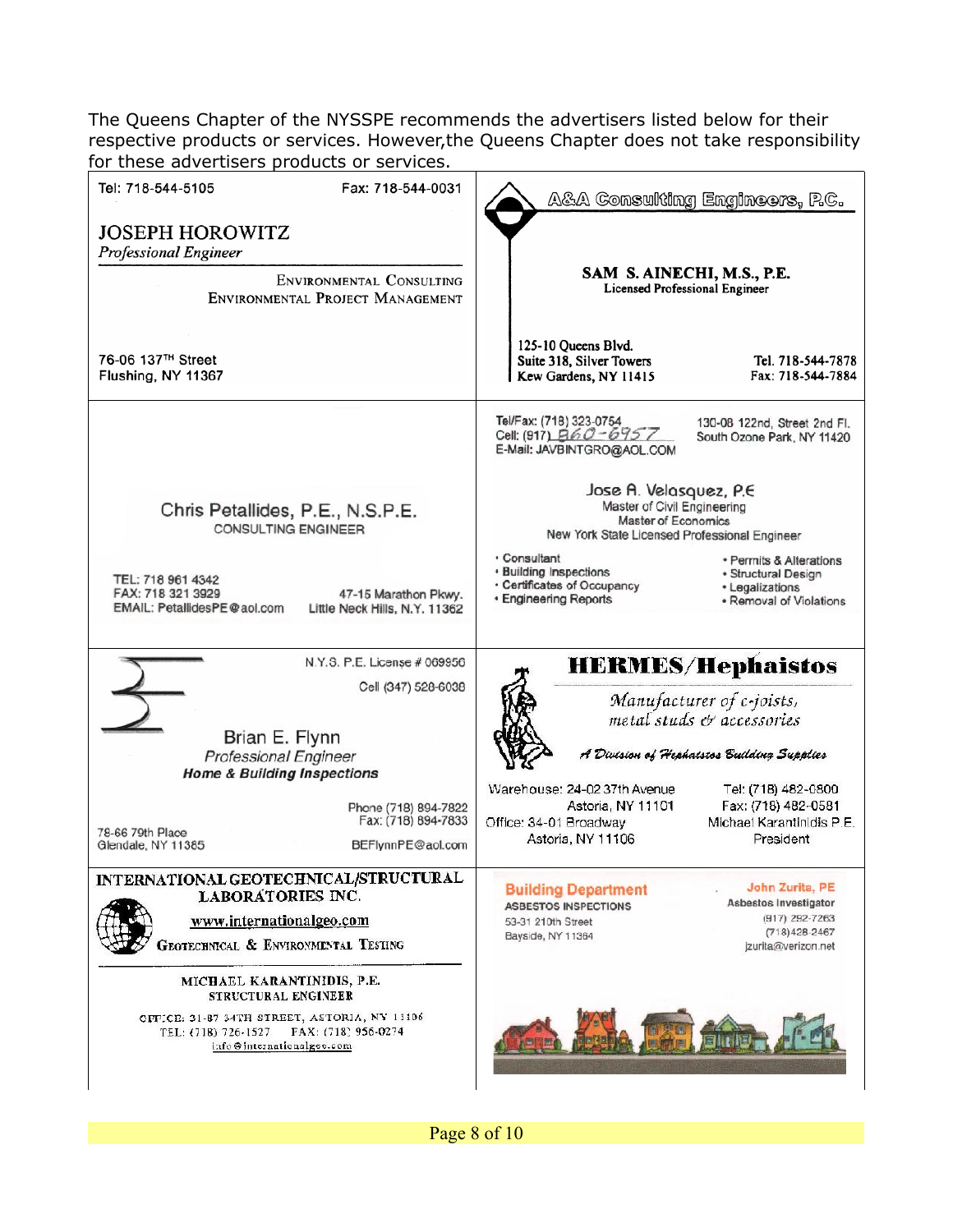The Queens Chapter of the NYSSPE recommends the advertisers listed below for their respective products or services. However,the Queens Chapter does not take responsibility for these advertisers products or services.

---

Tel: 718-544-5105 Fax: 718-544-0031

**JOSEPH HOROWITZ**
*Professional Engineer*

ENVIRONMENTAL CONSULTING
ENVIRONMENTAL PROJECT MANAGEMENT

76-06 137TH Street
Flushing, NY 11367

---

**A&A Consulting Engineers, P.C.**

**SAM S. AINECHI, M.S., P.E.**
Licensed Professional Engineer

125-10 Queens Blvd.
Suite 318, Silver Towers
Kew Gardens, NY 11415

Tel. 718-544-7878
Fax: 718-544-7884

---

Chris Petallides, P.E., N.S.P.E.
CONSULTING ENGINEER

TEL: 718 961 4342
FAX: 718 321 3929
EMAIL: PetallidesPE@aol.com

47-15 Marathon Pkwy.
Little Neck Hills, N.Y. 11362

---

Tel/Fax: (718) 323-0754
Cell: (917) 860-6957
E-Mail: JAVBINTGRO@AOL.COM

130-08 122nd, Street 2nd Fl.
South Ozone Park, NY 11420

Jose A. Velasquez, P.E
Master of Civil Engineering
Master of Economics
New York State Licensed Professional Engineer

- Consultant
- Building Inspections
- Certificates of Occupancy
- Engineering Reports
- Permits & Alterations
- Structural Design
- Legalizations
- Removal of Violations

---

N.Y.S. P.E. License # 069956
Cell (347) 528-6038

Brian E. Flynn
*Professional Engineer*
***Home & Building Inspections***

Phone (718) 894-7822
Fax: (718) 894-7833

78-66 79th Place
Glendale, NY 11385

BEFlynnPE@aol.com

---

**HERMES/Hephaistos**

*Manufacturer of c-joists, metal studs & accessories*

*A Division of Hephaistos Building Supplies*

Warehouse: 24-02 37th Avenue
Astoria, NY 11101
Office: 34-01 Broadway
Astoria, NY 11106

Tel: (718) 482-0800
Fax: (718) 482-0581
Michael Karantinidis P.E.
President

---

**INTERNATIONAL GEOTECHNICAL/STRUCTURAL LABORATORIES INC.**

www.internationalgeo.com

GEOTECHNICAL & ENVIRONMENTAL TESTING

MICHAEL KARANTINIDIS, P.E.
STRUCTURAL ENGINEER

OFFICE: 31-87 34TH STREET, ASTORIA, NY 11106
TEL: (718) 726-1527 FAX: (718) 956-0274
info@internationalgeo.com

---

**Building Department**
ASBESTOS INSPECTIONS
53-31 210th Street
Bayside, NY 11364

John Zurita, PE
Asbestos Investigator
(917) 292-7263
(718)428-2467
jzurita@verizon.net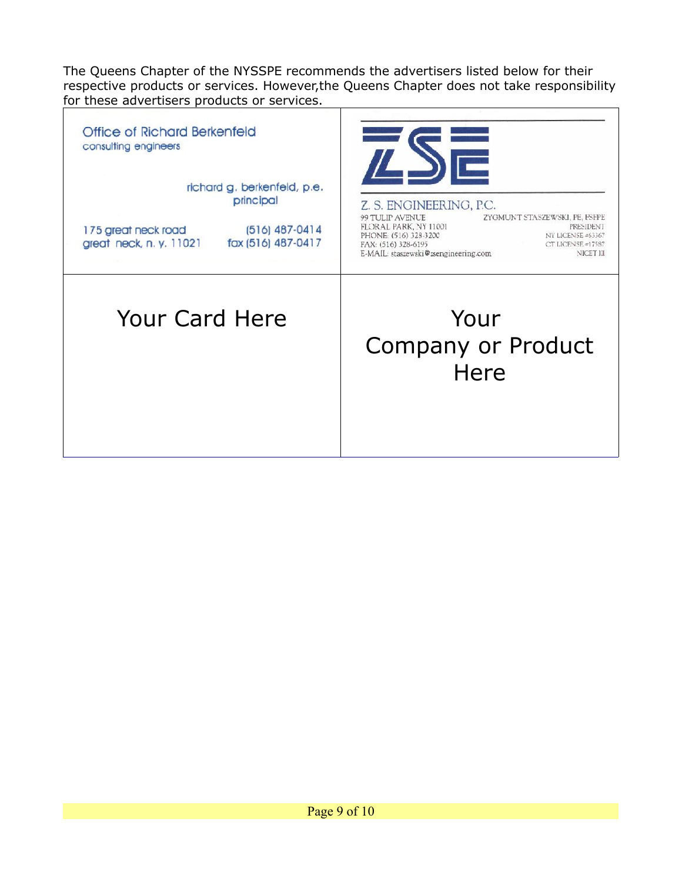The Queens Chapter of the NYSSPE recommends the advertisers listed below for their respective products or services. However,the Queens Chapter does not take responsibility for these advertisers products or services.

| | |
|---|---|
| Office of Richard Berkenfeld<br>consulting engineers<br><br>richard g. berkenfeld, p.e.<br>principal<br><br>175 great neck road<br>great neck, n. y. 11021<br>(516) 487-0414<br>fax (516) 487-0417 | ZSE<br><br>Z. S. ENGINEERING, P.C.<br>99 TULIP AVENUE<br>FLORAL PARK, NY 11001<br>PHONE: (516) 328-3200<br>FAX: (516) 328-6195<br>E-MAIL: staszewski@zsengineering.com<br><br>ZYGMUNT STASZEWSKI, PE, FSFPE<br>PRESIDENT<br>NY LICENSE #63367<br>CT LICENSE #17587<br>NICET III |
| Your Card Here | Your Company or Product Here |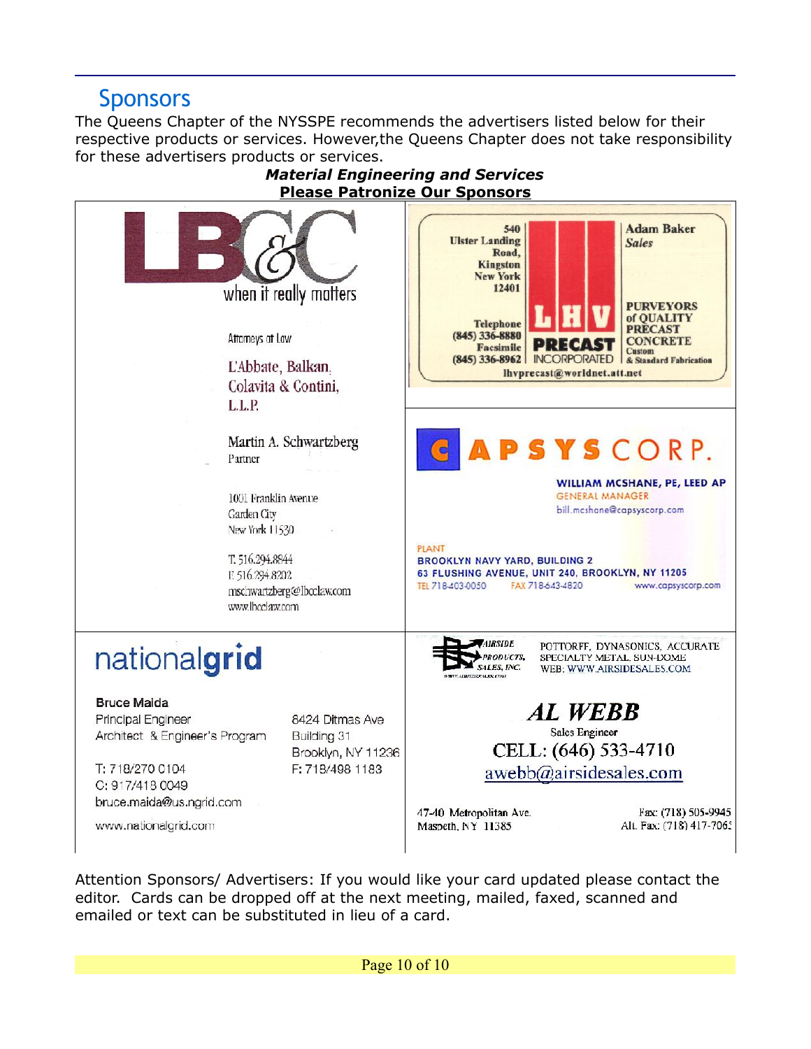## Sponsors

The Queens Chapter of the NYSSPE recommends the advertisers listed below for their respective products or services. However,the Queens Chapter does not take responsibility for these advertisers products or services.

***Material Engineering and Services***

**Please Patronize Our Sponsors**

LB&C
when it really matters

Attorneys at Law

L'Abbate, Balkan, Colavita & Contini, L.L.P.

Martin A. Schwartzberg
Partner

1001 Franklin Avenue
Garden City
New York 11530

T. 516.294.8844
F. 516.294.8202
mschwartzberg@lbcclaw.com
www.lbcclaw.com

---

540 Ulster Landing Road, Kingston New York 12401

Telephone (845) 336-8880
Facsimile (845) 336-8962

LHV PRECAST INCORPORATED

Adam Baker
Sales

PURVEYORS of QUALITY PRECAST CONCRETE
Custom & Standard Fabrication

lhvprecast@worldnet.att.net

---

CAPSYS CORP.

WILLIAM MCSHANE, PE, LEED AP
GENERAL MANAGER
bill.mcshane@capsyscorp.com

PLANT
BROOKLYN NAVY YARD, BUILDING 2
63 FLUSHING AVENUE, UNIT 240, BROOKLYN, NY 11205
TEL 718-403-0050 FAX 718-643-4820 www.capsyscorp.com

---

nationalgrid

Bruce Maida
Principal Engineer
Architect & Engineer's Program

8424 Ditmas Ave
Building 31
Brooklyn, NY 11236
F: 718/498 1183

T: 718/270 0104
C: 917/418 0049
bruce.maida@us.ngrid.com
www.nationalgrid.com

---

AIRSIDE PRODUCTS, SALES, INC.

POTTORFF, DYNASONICS, ACCURATE SPECIALTY METAL, SUN-DOME
WEB: WWW.AIRSIDESALES.COM

AL WEBB
Sales Engineer
CELL: (646) 533-4710
awebb@airsidesales.com

47-40 Metropolitan Ave.
Maspeth, NY 11385

Fax: (718) 505-9945
Alt. Fax: (718) 417-7065

---

Attention Sponsors/ Advertisers: If you would like your card updated please contact the editor. Cards can be dropped off at the next meeting, mailed, faxed, scanned and emailed or text can be substituted in lieu of a card.